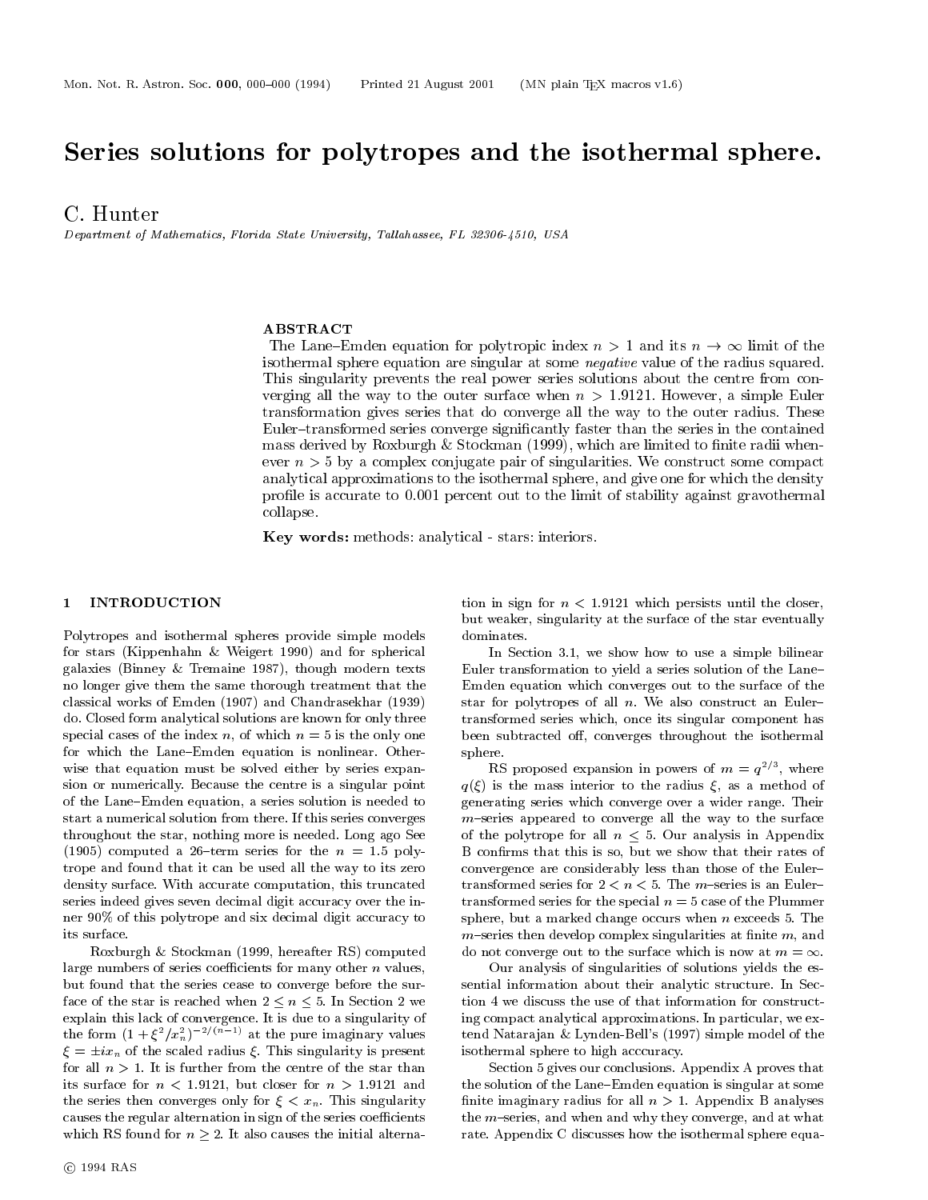# Series solutions for polytropes and the isothermal sphere.

C. Hunter

*Department of Mathematics, Florida State University, Tallahassee, FL 32306-4510, USA*

## ABSTRACT

The Lane–Emden equation for polytropic index $n > 1$ and its $n \to \infty$ limit of the isothermal sphere equation are singular at some *negative* value of the radius squared. This singularity prevents the real power series solutions about the centre from converging all the way to the outer surface when $n > 1.9121$. However, a simple Euler transformation gives series that do converge all the way to the outer radius. These Euler–transformed series converge significantly faster than the series in the contained mass derived by Roxburgh & Stockman (1999), which are limited to finite radii whenever $n > 5$ by a complex conjugate pair of singularities. We construct some compact analytical approximations to the isothermal sphere, and give one for which the density profile is accurate to 0.001 percent out to the limit of stability against gravothermal collapse.

**Key words:** methods: analytical - stars: interiors.

## 1 INTRODUCTION

Polytropes and isothermal spheres provide simple models for stars (Kippenhahn & Weigert 1990) and for spherical galaxies (Binney & Tremaine 1987), though modern texts no longer give them the same thorough treatment that the classical works of Emden (1907) and Chandrasekhar (1939) do. Closed form analytical solutions are known for only three special cases of the index $n$, of which $n = 5$ is the only one for which the Lane–Emden equation is nonlinear. Otherwise that equation must be solved either by series expansion or numerically. Because the centre is a singular point of the Lane–Emden equation, a series solution is needed to start a numerical solution from there. If this series converges throughout the star, nothing more is needed. Long ago See (1905) computed a 26–term series for the $n = 1.5$ polytrope and found that it can be used all the way to its zero density surface. With accurate computation, this truncated series indeed gives seven decimal digit accuracy over the inner 90% of this polytrope and six decimal digit accuracy to its surface.

Roxburgh & Stockman (1999, hereafter RS) computed large numbers of series coefficients for many other $n$ values, but found that the series cease to converge before the surface of the star is reached when $2 \leq n \leq 5$. In Section 2 we explain this lack of convergence. It is due to a singularity of the form $(1 + \xi^2/x_n^2)^{-2/(n-1)}$ at the pure imaginary values $\xi = \pm i x_n$ of the scaled radius $\xi$. This singularity is present for all $n > 1$. It is further from the centre of the star than its surface for $n < 1.9121$, but closer for $n > 1.9121$ and the series then converges only for $\xi < x_n$. This singularity causes the regular alternation in sign of the series coefficients which RS found for $n \geq 2$. It also causes the initial alternation in sign for $n < 1.9121$ which persists until the closer, but weaker, singularity at the surface of the star eventually dominates.

In Section 3.1, we show how to use a simple bilinear Euler transformation to yield a series solution of the Lane–Emden equation which converges out to the surface of the star for polytropes of all $n$. We also construct an Euler–transformed series which, once its singular component has been subtracted off, converges throughout the isothermal sphere.

RS proposed expansion in powers of $m = q^{2/3}$, where $q(\xi)$ is the mass interior to the radius $\xi$, as a method of generating series which converge over a wider range. Their $m$–series appeared to converge all the way to the surface of the polytrope for all $n \leq 5$. Our analysis in Appendix B confirms that this is so, but we show that their rates of convergence are considerably less than those of the Euler–transformed series for $2 < n < 5$. The $m$–series is an Euler–transformed series for the special $n = 5$ case of the Plummer sphere, but a marked change occurs when $n$ exceeds 5. The $m$–series then develop complex singularities at finite $m$, and do not converge out to the surface which is now at $m = \infty$.

Our analysis of singularities of solutions yields the essential information about their analytic structure. In Section 4 we discuss the use of that information for constructing compact analytical approximations. In particular, we extend Natarajan & Lynden-Bell's (1997) simple model of the isothermal sphere to high acccuracy.

Section 5 gives our conclusions. Appendix A proves that the solution of the Lane–Emden equation is singular at some finite imaginary radius for all $n > 1$. Appendix B analyses the $m$–series, and when and why they converge, and at what rate. Appendix C discusses how the isothermal sphere equa-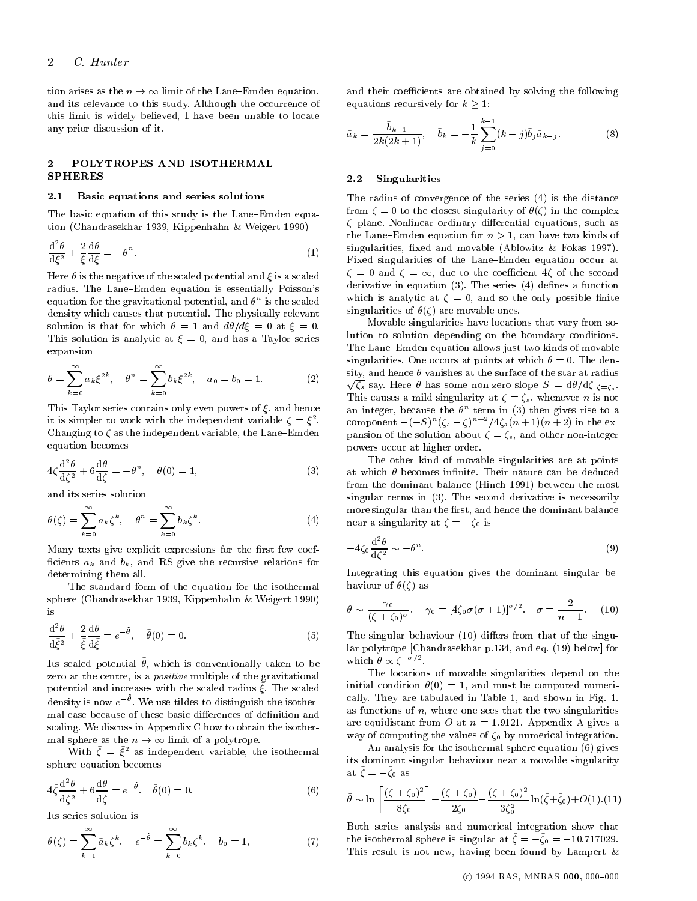tion arises as the $n \to \infty$ limit of the Lane–Emden equation, and its relevance to this study. Although the occurrence of this limit is widely believed, I have been unable to locate any prior discussion of it.

## 2 POLYTROPES AND ISOTHERMAL SPHERES

### 2.1 Basic equations and series solutions

The basic equation of this study is the Lane–Emden equation (Chandrasekhar 1939, Kippenhahn & Weigert 1990)

$$\frac{\mathrm{d}^2\theta}{\mathrm{d}\xi^2} + \frac{2}{\xi}\frac{\mathrm{d}\theta}{\mathrm{d}\xi} = -\theta^n. \tag{1}$$

Here $\theta$ is the negative of the scaled potential and $\xi$ is a scaled radius. The Lane–Emden equation is essentially Poisson's equation for the gravitational potential, and $\theta^n$ is the scaled density which causes that potential. The physically relevant solution is that for which $\theta = 1$ and $d\theta/d\xi = 0$ at $\xi = 0$. This solution is analytic at $\xi = 0$, and has a Taylor series expansion

$$\theta = \sum_{k=0}^{\infty} a_k \xi^{2k}, \quad \theta^n = \sum_{k=0}^{\infty} b_k \xi^{2k}, \quad a_0 = b_0 = 1. \tag{2}$$

This Taylor series contains only even powers of $\xi$, and hence it is simpler to work with the independent variable $\zeta = \xi^2$. Changing to $\zeta$ as the independent variable, the Lane–Emden equation becomes

$$4\zeta\frac{\mathrm{d}^2\theta}{\mathrm{d}\zeta^2} + 6\frac{\mathrm{d}\theta}{\mathrm{d}\zeta} = -\theta^n, \quad \theta(0) = 1, \tag{3}$$

and its series solution

$$\theta(\zeta) = \sum_{k=0}^{\infty} a_k \zeta^k, \quad \theta^n = \sum_{k=0}^{\infty} b_k \zeta^k. \tag{4}$$

Many texts give explicit expressions for the first few coefficients $a_k$ and $b_k$, and RS give the recursive relations for determining them all.

The standard form of the equation for the isothermal sphere (Chandrasekhar 1939, Kippenhahn & Weigert 1990) is

$$\frac{\mathrm{d}^2\tilde{\theta}}{\mathrm{d}\tilde{\xi}^2} + \frac{2}{\tilde{\xi}}\frac{\mathrm{d}\tilde{\theta}}{\mathrm{d}\tilde{\xi}} = e^{-\tilde{\theta}}, \quad \tilde{\theta}(0) = 0. \tag{5}$$

Its scaled potential $\tilde{\theta}$, which is conventionally taken to be zero at the centre, is a *positive* multiple of the gravitational potential and increases with the scaled radius $\tilde{\xi}$. The scaled density is now $e^{-\tilde{\theta}}$. We use tildes to distinguish the isothermal case because of these basic differences of definition and scaling. We discuss in Appendix C how to obtain the isothermal sphere as the $n \to \infty$ limit of a polytrope.

With $\tilde{\zeta} = \tilde{\xi}^2$ as independent variable, the isothermal sphere equation becomes

$$4\tilde{\zeta}\frac{\mathrm{d}^2\tilde{\theta}}{\mathrm{d}\tilde{\zeta}^2} + 6\frac{\mathrm{d}\tilde{\theta}}{\mathrm{d}\tilde{\zeta}} = e^{-\tilde{\theta}}. \quad \tilde{\theta}(0) = 0. \tag{6}$$

Its series solution is

$$\tilde{\theta}(\tilde{\zeta}) = \sum_{k=1}^{\infty} \tilde{a}_k \tilde{\zeta}^k, \quad e^{-\tilde{\theta}} = \sum_{k=0}^{\infty} \tilde{b}_k \tilde{\zeta}^k, \quad \tilde{b}_0 = 1, \tag{7}$$

and their coefficients are obtained by solving the following equations recursively for $k \geq 1$:

$$\tilde{a}_k = \frac{\tilde{b}_{k-1}}{2k(2k+1)}, \quad \tilde{b}_k = -\frac{1}{k}\sum_{j=0}^{k-1}(k-j)\tilde{b}_j \tilde{a}_{k-j}. \tag{8}$$

### 2.2 Singularities

The radius of convergence of the series (4) is the distance from $\zeta = 0$ to the closest singularity of $\theta(\zeta)$ in the complex $\zeta$–plane. Nonlinear ordinary differential equations, such as the Lane–Emden equation for $n > 1$, can have two kinds of singularities, fixed and movable (Ablowitz & Fokas 1997). Fixed singularities of the Lane–Emden equation occur at $\zeta = 0$ and $\zeta = \infty$, due to the coefficient $4\zeta$ of the second derivative in equation (3). The series (4) defines a function which is analytic at $\zeta = 0$, and so the only possible finite singularities of $\theta(\zeta)$ are movable ones.

Movable singularities have locations that vary from solution to solution depending on the boundary conditions. The Lane–Emden equation allows just two kinds of movable singularities. One occurs at points at which $\theta = 0$. The density, and hence $\theta$ vanishes at the surface of the star at radius $\sqrt{\zeta_s}$ say. Here $\theta$ has some non-zero slope $S = \mathrm{d}\theta/\mathrm{d}\zeta|_{\zeta=\zeta_s}$. This causes a mild singularity at $\zeta = \zeta_s$, whenever $n$ is not an integer, because the $\theta^n$ term in (3) then gives rise to a component $-(-S)^n(\zeta_s - \zeta)^{n+2}/4\zeta_s(n+1)(n+2)$ in the expansion of the solution about $\zeta = \zeta_s$, and other non-integer powers occur at higher order.

The other kind of movable singularities are at points at which $\theta$ becomes infinite. Their nature can be deduced from the dominant balance (Hinch 1991) between the most singular terms in (3). The second derivative is necessarily more singular than the first, and hence the dominant balance near a singularity at $\zeta = -\zeta_0$ is

$$-4\zeta_0\frac{\mathrm{d}^2\theta}{\mathrm{d}\zeta^2} \sim -\theta^n. \tag{9}$$

Integrating this equation gives the dominant singular behaviour of $\theta(\zeta)$ as

$$\theta \sim \frac{\gamma_0}{(\zeta+\zeta_0)^\sigma}, \quad \gamma_0 = [4\zeta_0\sigma(\sigma+1)]^{\sigma/2}. \quad \sigma = \frac{2}{n-1}. \tag{10}$$

The singular behaviour (10) differs from that of the singular polytrope [Chandrasekhar p.134, and eq. (19) below] for which $\theta \propto \zeta^{-\sigma/2}$.

The locations of movable singularities depend on the initial condition $\theta(0) = 1$, and must be computed numerically. They are tabulated in Table 1, and shown in Fig. 1. as functions of $n$, where one sees that the two singularities are equidistant from $O$ at $n = 1.9121$. Appendix A gives a way of computing the values of $\zeta_0$ by numerical integration.

An analysis for the isothermal sphere equation (6) gives its dominant singular behaviour near a movable singularity at $\tilde{\zeta} = -\tilde{\zeta}_0$ as

$$\tilde{\theta} \sim \ln\left[\frac{(\tilde{\zeta}+\tilde{\zeta}_0)^2}{8\tilde{\zeta}_0}\right] - \frac{(\tilde{\zeta}+\tilde{\zeta}_0)}{2\tilde{\zeta}_0} - \frac{(\tilde{\zeta}+\tilde{\zeta}_0)^2}{3\tilde{\zeta}_0^2}\ln(\tilde{\zeta}+\tilde{\zeta}_0) + O(1). \tag{11}$$

Both series analysis and numerical integration show that the isothermal sphere is singular at $\tilde{\zeta} = -\tilde{\zeta}_0 = -10.717029$. This result is not new, having been found by Lampert &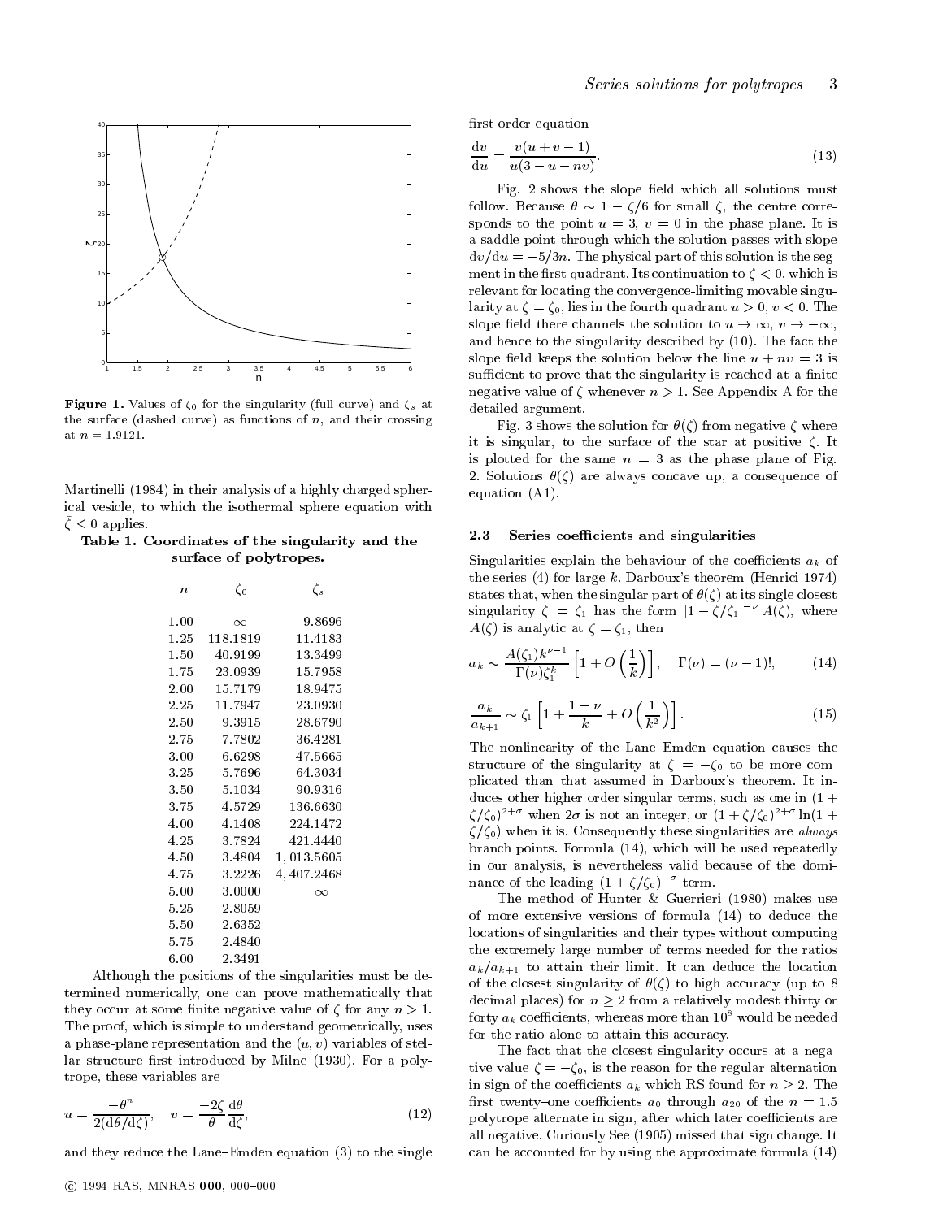**Figure 1.** Values of $\zeta_0$ for the singularity (full curve) and $\zeta_s$ at the surface (dashed curve) as functions of $n$, and their crossing at $n = 1.9121$.

Martinelli (1984) in their analysis of a highly charged spherical vesicle, to which the isothermal sphere equation with $\bar{\zeta} \leq 0$ applies.

**Table 1. Coordinates of the singularity and the surface of polytropes.**

| $n$ | $\zeta_0$ | $\zeta_s$ |
|---|---|---|
| 1.00 | $\infty$ | 9.8696 |
| 1.25 | 118.1819 | 11.4183 |
| 1.50 | 40.9199 | 13.3499 |
| 1.75 | 23.0939 | 15.7958 |
| 2.00 | 15.7179 | 18.9475 |
| 2.25 | 11.7947 | 23.0930 |
| 2.50 | 9.3915 | 28.6790 |
| 2.75 | 7.7802 | 36.4281 |
| 3.00 | 6.6298 | 47.5665 |
| 3.25 | 5.7696 | 64.3034 |
| 3.50 | 5.1034 | 90.9316 |
| 3.75 | 4.5729 | 136.6630 |
| 4.00 | 4.1408 | 224.1472 |
| 4.25 | 3.7824 | 421.4440 |
| 4.50 | 3.4804 | 1,013.5605 |
| 4.75 | 3.2226 | 4,407.2468 |
| 5.00 | 3.0000 | $\infty$ |
| 5.25 | 2.8059 | |
| 5.50 | 2.6352 | |
| 5.75 | 2.4840 | |
| 6.00 | 2.3491 | |

Although the positions of the singularities must be determined numerically, one can prove mathematically that they occur at some finite negative value of $\zeta$ for any $n > 1$. The proof, which is simple to understand geometrically, uses a phase-plane representation and the $(u, v)$ variables of stellar structure first introduced by Milne (1930). For a polytrope, these variables are

$$u = \frac{-\theta^n}{2(\mathrm{d}\theta/\mathrm{d}\zeta)}, \quad v = \frac{-2\zeta}{\theta}\frac{\mathrm{d}\theta}{\mathrm{d}\zeta}, \tag{12}$$

and they reduce the Lane–Emden equation (3) to the single first order equation

$$\frac{\mathrm{d}v}{\mathrm{d}u} = \frac{v(u + v - 1)}{u(3 - u - nv)}. \tag{13}$$

Fig. 2 shows the slope field which all solutions must follow. Because $\theta \sim 1 - \zeta/6$ for small $\zeta$, the centre corresponds to the point $u = 3$, $v = 0$ in the phase plane. It is a saddle point through which the solution passes with slope $\mathrm{d}v/\mathrm{d}u = -5/3n$. The physical part of this solution is the segment in the first quadrant. Its continuation to $\zeta < 0$, which is relevant for locating the convergence-limiting movable singularity at $\zeta = \zeta_0$, lies in the fourth quadrant $u > 0$, $v < 0$. The slope field there channels the solution to $u \to \infty$, $v \to -\infty$, and hence to the singularity described by (10). The fact the slope field keeps the solution below the line $u + nv = 3$ is sufficient to prove that the singularity is reached at a finite negative value of $\zeta$ whenever $n > 1$. See Appendix A for the detailed argument.

Fig. 3 shows the solution for $\theta(\zeta)$ from negative $\zeta$ where it is singular, to the surface of the star at positive $\zeta$. It is plotted for the same $n = 3$ as the phase plane of Fig. 2. Solutions $\theta(\zeta)$ are always concave up, a consequence of equation (A1).

## 2.3 Series coefficients and singularities

Singularities explain the behaviour of the coefficients $a_k$ of the series (4) for large $k$. Darboux's theorem (Henrici 1974) states that, when the singular part of $\theta(\zeta)$ at its single closest singularity $\zeta = \zeta_1$ has the form $[1 - \zeta/\zeta_1]^{-\nu} A(\zeta)$, where $A(\zeta)$ is analytic at $\zeta = \zeta_1$, then

$$a_k \sim \frac{A(\zeta_1)k^{\nu-1}}{\Gamma(\nu)\zeta_1^k}\left[1 + O\left(\frac{1}{k}\right)\right], \quad \Gamma(\nu) = (\nu - 1)!, \tag{14}$$

$$\frac{a_k}{a_{k+1}} \sim \zeta_1\left[1 + \frac{1-\nu}{k} + O\left(\frac{1}{k^2}\right)\right]. \tag{15}$$

The nonlinearity of the Lane–Emden equation causes the structure of the singularity at $\zeta = -\zeta_0$ to be more complicated than that assumed in Darboux's theorem. It induces other higher order singular terms, such as one in $(1 + \zeta/\zeta_0)^{2+\sigma}$ when $2\sigma$ is not an integer, or $(1 + \zeta/\zeta_0)^{2+\sigma}\ln(1 + \zeta/\zeta_0)$ when it is. Consequently these singularities are *always* branch points. Formula (14), which will be used repeatedly in our analysis, is nevertheless valid because of the dominance of the leading $(1 + \zeta/\zeta_0)^{-\sigma}$ term.

The method of Hunter & Guerrieri (1980) makes use of more extensive versions of formula (14) to deduce the locations of singularities and their types without computing the extremely large number of terms needed for the ratios $a_k/a_{k+1}$ to attain their limit. It can deduce the location of the closest singularity of $\theta(\zeta)$ to high accuracy (up to 8 decimal places) for $n \geq 2$ from a relatively modest thirty or forty $a_k$ coefficients, whereas more than $10^8$ would be needed for the ratio alone to attain this accuracy.

The fact that the closest singularity occurs at a negative value $\zeta = -\zeta_0$, is the reason for the regular alternation in sign of the coefficients $a_k$ which RS found for $n \geq 2$. The first twenty-one coefficients $a_0$ through $a_{20}$ of the $n = 1.5$ polytrope alternate in sign, after which later coefficients are all negative. Curiously See (1905) missed that sign change. It can be accounted for by using the approximate formula (14)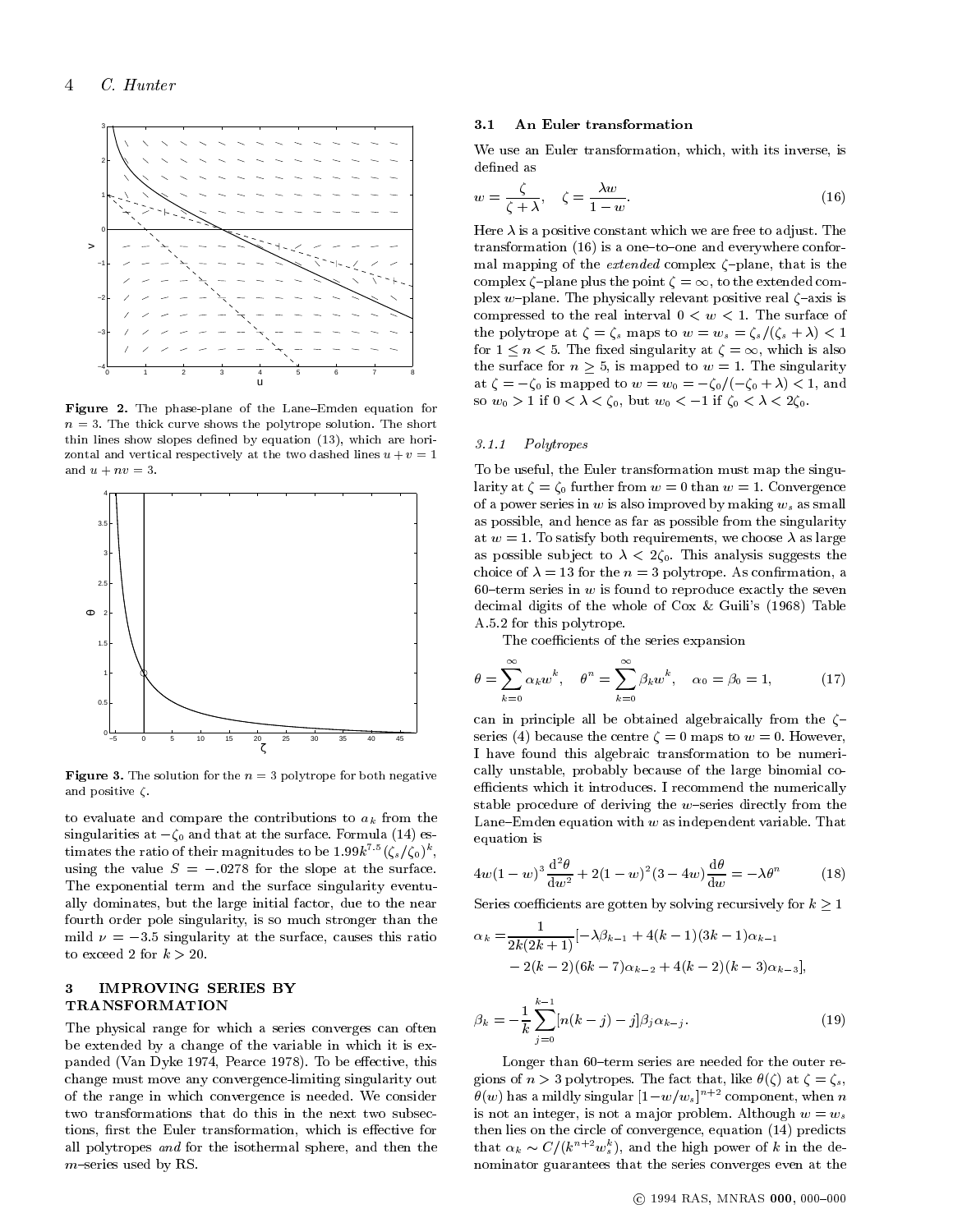**Figure 2.** The phase-plane of the Lane–Emden equation for $n = 3$. The thick curve shows the polytrope solution. The short thin lines show slopes defined by equation (13), which are horizontal and vertical respectively at the two dashed lines $u + v = 1$ and $u + nv = 3$.

**Figure 3.** The solution for the $n = 3$ polytrope for both negative and positive $\zeta$.

to evaluate and compare the contributions to $a_k$ from the singularities at $-\zeta_0$ and that at the surface. Formula (14) estimates the ratio of their magnitudes to be $1.99k^{7.5}(\zeta_s/\zeta_0)^k$, using the value $S = -.0278$ for the slope at the surface. The exponential term and the surface singularity eventually dominates, but the large initial factor, due to the near fourth order pole singularity, is so much stronger than the mild $\nu = -3.5$ singularity at the surface, causes this ratio to exceed 2 for $k > 20$.

## 3 IMPROVING SERIES BY TRANSFORMATION

The physical range for which a series converges can often be extended by a change of the variable in which it is expanded (Van Dyke 1974, Pearce 1978). To be effective, this change must move any convergence-limiting singularity out of the range in which convergence is needed. We consider two transformations that do this in the next two subsections, first the Euler transformation, which is effective for all polytropes *and* for the isothermal sphere, and then the $m$–series used by RS.

### 3.1 An Euler transformation

We use an Euler transformation, which, with its inverse, is defined as

$$w = \frac{\zeta}{\zeta + \lambda}, \quad \zeta = \frac{\lambda w}{1 - w}. \tag{16}$$

Here $\lambda$ is a positive constant which we are free to adjust. The transformation (16) is a one–to–one and everywhere conformal mapping of the *extended* complex $\zeta$–plane, that is the complex $\zeta$–plane plus the point $\zeta = \infty$, to the extended complex $w$–plane. The physically relevant positive real $\zeta$–axis is compressed to the real interval $0 < w < 1$. The surface of the polytrope at $\zeta = \zeta_s$ maps to $w = w_s = \zeta_s/(\zeta_s + \lambda) < 1$ for $1 \leq n < 5$. The fixed singularity at $\zeta = \infty$, which is also the surface for $n \geq 5$, is mapped to $w = 1$. The singularity at $\zeta = -\zeta_0$ is mapped to $w = w_0 = -\zeta_0/(-\zeta_0 + \lambda) < 1$, and so $w_0 > 1$ if $0 < \lambda < \zeta_0$, but $w_0 < -1$ if $\zeta_0 < \lambda < 2\zeta_0$.

#### 3.1.1 Polytropes

To be useful, the Euler transformation must map the singularity at $\zeta = \zeta_0$ further from $w = 0$ than $w = 1$. Convergence of a power series in $w$ is also improved by making $w_s$ as small as possible, and hence as far as possible from the singularity at $w = 1$. To satisfy both requirements, we choose $\lambda$ as large as possible subject to $\lambda < 2\zeta_0$. This analysis suggests the choice of $\lambda = 13$ for the $n = 3$ polytrope. As confirmation, a 60–term series in $w$ is found to reproduce exactly the seven decimal digits of the whole of Cox & Guili's (1968) Table A.5.2 for this polytrope.

The coefficients of the series expansion

$$\theta = \sum_{k=0}^{\infty} \alpha_k w^k, \quad \theta^n = \sum_{k=0}^{\infty} \beta_k w^k, \quad \alpha_0 = \beta_0 = 1, \tag{17}$$

can in principle all be obtained algebraically from the $\zeta$–series (4) because the centre $\zeta = 0$ maps to $w = 0$. However, I have found this algebraic transformation to be numerically unstable, probably because of the large binomial coefficients which it introduces. I recommend the numerically stable procedure of deriving the $w$–series directly from the Lane–Emden equation with $w$ as independent variable. That equation is

$$4w(1-w)^3 \frac{\mathrm{d}^2\theta}{\mathrm{d}w^2} + 2(1-w)^2(3-4w)\frac{\mathrm{d}\theta}{\mathrm{d}w} = -\lambda\theta^n \tag{18}$$

Series coefficients are gotten by solving recursively for $k \geq 1$

$$\begin{aligned} \alpha_k = &\frac{1}{2k(2k+1)}[-\lambda\beta_{k-1} + 4(k-1)(3k-1)\alpha_{k-1} \\ &- 2(k-2)(6k-7)\alpha_{k-2} + 4(k-2)(k-3)\alpha_{k-3}], \end{aligned}$$

$$\beta_k = -\frac{1}{k}\sum_{j=0}^{k-1}[n(k-j) - j]\beta_j\alpha_{k-j}. \tag{19}$$

Longer than 60–term series are needed for the outer regions of $n > 3$ polytropes. The fact that, like $\theta(\zeta)$ at $\zeta = \zeta_s$, $\theta(w)$ has a mildly singular $[1-w/w_s]^{n+2}$ component, when $n$ is not an integer, is not a major problem. Although $w = w_s$ then lies on the circle of convergence, equation (14) predicts that $\alpha_k \sim C/(k^{n+2}w_s^k)$, and the high power of $k$ in the denominator guarantees that the series converges even at the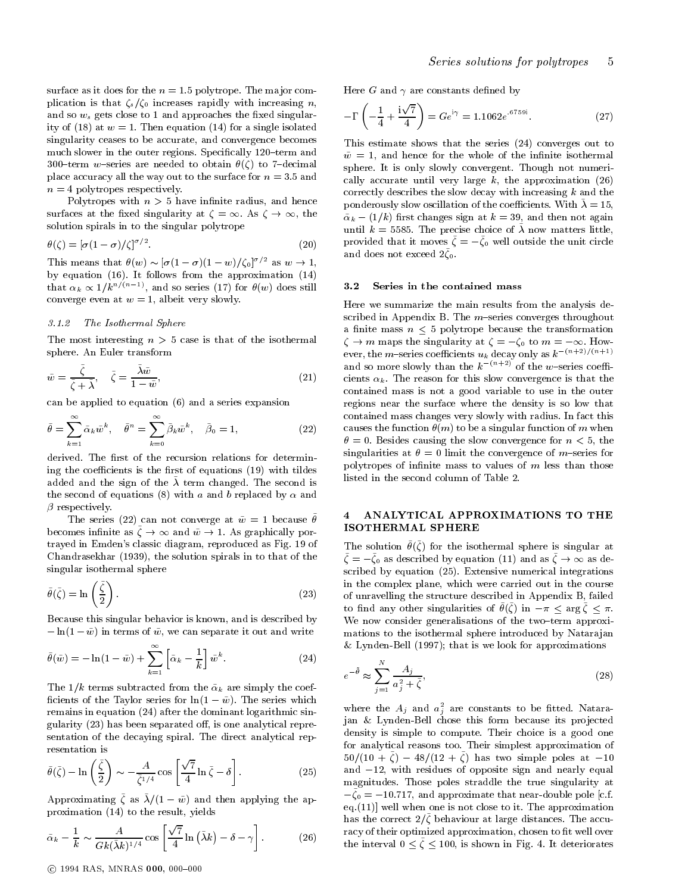surface as it does for the $n = 1.5$ polytrope. The major complication is that $\zeta_s/\zeta_0$ increases rapidly with increasing $n$, and so $w_s$ gets close to 1 and approaches the fixed singularity of (18) at $w = 1$. Then equation (14) for a single isolated singularity ceases to be accurate, and convergence becomes much slower in the outer regions. Specifically 120–term and 300–term $w$-series are needed to obtain $\theta(\zeta)$ to 7–decimal place accuracy all the way out to the surface for $n = 3.5$ and $n = 4$ polytropes respectively.

Polytropes with $n > 5$ have infinite radius, and hence surfaces at the fixed singularity at $\zeta = \infty$. As $\zeta \to \infty$, the solution spirals in to the singular polytrope

$$\theta(\zeta) = [\sigma(1-\sigma)/\zeta]^{\sigma/2}. \tag{20}$$

This means that $\theta(w) \sim [\sigma(1-\sigma)(1-w)/\zeta_0]^{\sigma/2}$ as $w \to 1$, by equation (16). It follows from the approximation (14) that $\alpha_k \propto 1/k^{n/(n-1)}$, and so series (17) for $\theta(w)$ does still converge even at $w = 1$, albeit very slowly.

#### 3.1.2 The Isothermal Sphere

The most interesting $n > 5$ case is that of the isothermal sphere. An Euler transform

$$\bar{w} = \frac{\bar{\zeta}}{\bar{\zeta} + \bar{\lambda}}, \quad \bar{\zeta} = \frac{\bar{\lambda}\bar{w}}{1 - \bar{w}}, \tag{21}$$

can be applied to equation (6) and a series expansion

$$\bar{\theta} = \sum_{k=1}^{\infty} \bar{\alpha}_k \bar{w}^k, \quad \bar{\theta}^n = \sum_{k=0}^{\infty} \bar{\beta}_k \bar{w}^k, \quad \bar{\beta}_0 = 1, \tag{22}$$

derived. The first of the recursion relations for determining the coefficients is the first of equations (19) with tildes added and the sign of the $\bar{\lambda}$ term changed. The second is the second of equations (8) with $a$ and $b$ replaced by $\alpha$ and $\beta$ respectively.

The series (22) can not converge at $\bar{w} = 1$ because $\bar{\theta}$ becomes infinite as $\bar{\zeta} \to \infty$ and $\bar{w} \to 1$. As graphically portrayed in Emden's classic diagram, reproduced as Fig. 19 of Chandrasekhar (1939), the solution spirals in to that of the singular isothermal sphere

$$\bar{\theta}(\bar{\zeta}) = \ln\left(\frac{\bar{\zeta}}{2}\right). \tag{23}$$

Because this singular behavior is known, and is described by $-\ln(1-\bar{w})$ in terms of $\bar{w}$, we can separate it out and write

$$\bar{\theta}(\bar{w}) = -\ln(1-\bar{w}) + \sum_{k=1}^{\infty}\left[\bar{\alpha}_k - \frac{1}{k}\right]\bar{w}^k. \tag{24}$$

The $1/k$ terms subtracted from the $\bar{\alpha}_k$ are simply the coefficients of the Taylor series for $\ln(1-\bar{w})$. The series which remains in equation (24) after the dominant logarithmic singularity (23) has been separated off, is one analytical representation of the decaying spiral. The direct analytical representation is

$$\bar{\theta}(\bar{\zeta}) - \ln\left(\frac{\bar{\zeta}}{2}\right) \sim -\frac{A}{\bar{\zeta}^{1/4}}\cos\left[\frac{\sqrt{7}}{4}\ln\bar{\zeta} - \delta\right]. \tag{25}$$

Approximating $\bar{\zeta}$ as $\bar{\lambda}/(1-\bar{w})$ and then applying the approximation (14) to the result, yields

$$\bar{\alpha}_k - \frac{1}{k} \sim \frac{A}{Gk(\bar{\lambda}k)^{1/4}}\cos\left[\frac{\sqrt{7}}{4}\ln\left(\bar{\lambda}k\right) - \delta - \gamma\right]. \tag{26}$$

Here $G$ and $\gamma$ are constants defined by

$$-\Gamma\left(-\frac{1}{4} + \frac{i\sqrt{7}}{4}\right) = Ge^{i\gamma} = 1.1062e^{.6759i}. \tag{27}$$

This estimate shows that the series (24) converges out to $\bar{w} = 1$, and hence for the whole of the infinite isothermal sphere. It is only slowly convergent. Though not numerically accurate until very large $k$, the approximation (26) correctly describes the slow decay with increasing $k$ and the ponderously slow oscillation of the coefficients. With $\bar{\lambda} = 15$, $\bar{\alpha}_k - (1/k)$ first changes sign at $k = 39$, and then not again until $k = 5585$. The precise choice of $\bar{\lambda}$ now matters little, provided that it moves $\bar{\zeta} = -\bar{\zeta}_0$ well outside the unit circle and does not exceed $2\bar{\zeta}_0$.

### 3.2 Series in the contained mass

Here we summarize the main results from the analysis described in Appendix B. The $m$–series converges throughout a finite mass $n \le 5$ polytrope because the transformation $\zeta \to m$ maps the singularity at $\zeta = -\zeta_0$ to $m = -\infty$. However, the $m$–series coefficients $u_k$ decay only as $k^{-(n+2)/(n+1)}$ and so more slowly than the $k^{-(n+2)}$ of the $w$–series coefficients $\alpha_k$. The reason for this slow convergence is that the contained mass is not a good variable to use in the outer regions near the surface where the density is so low that contained mass changes very slowly with radius. In fact this causes the function $\theta(m)$ to be a singular function of $m$ when $\theta = 0$. Besides causing the slow convergence for $n < 5$, the singularities at $\theta = 0$ limit the convergence of $m$–series for polytropes of infinite mass to values of $m$ less than those listed in the second column of Table 2.

## 4 ANALYTICAL APPROXIMATIONS TO THE ISOTHERMAL SPHERE

The solution $\bar{\theta}(\bar{\zeta})$ for the isothermal sphere is singular at $\bar{\zeta} = -\bar{\zeta}_0$ as described by equation (11) and as $\bar{\zeta} \to \infty$ as described by equation (25). Extensive numerical integrations in the complex plane, which were carried out in the course of unravelling the structure described in Appendix B, failed to find any other singularities of $\bar{\theta}(\bar{\zeta})$ in $-\pi \le \arg\bar{\zeta} \le \pi$. We now consider generalisations of the two–term approximations to the isothermal sphere introduced by Natarajan & Lynden-Bell (1997); that is we look for approximations

$$e^{-\bar{\theta}} \approx \sum_{j=1}^{N} \frac{A_j}{a_j^2 + \bar{\zeta}}, \tag{28}$$

where the $A_j$ and $a_j^2$ are constants to be fitted. Natarajan & Lynden-Bell chose this form because its projected density is simple to compute. Their choice is a good one for analytical reasons too. Their simplest approximation of $50/(10+\bar{\zeta}) - 48/(12+\bar{\zeta})$ has two simple poles at $-10$ and $-12$, with residues of opposite sign and nearly equal magnitudes. Those poles straddle the true singularity at $-\bar{\zeta}_0 = -10.717$, and approximate that near-double pole [c.f. eq.(11)] well when one is not close to it. The approximation has the correct $2/\bar{\zeta}$ behaviour at large distances. The accuracy of their optimized approximation, chosen to fit well over the interval $0 \le \bar{\zeta} \le 100$, is shown in Fig. 4. It deteriorates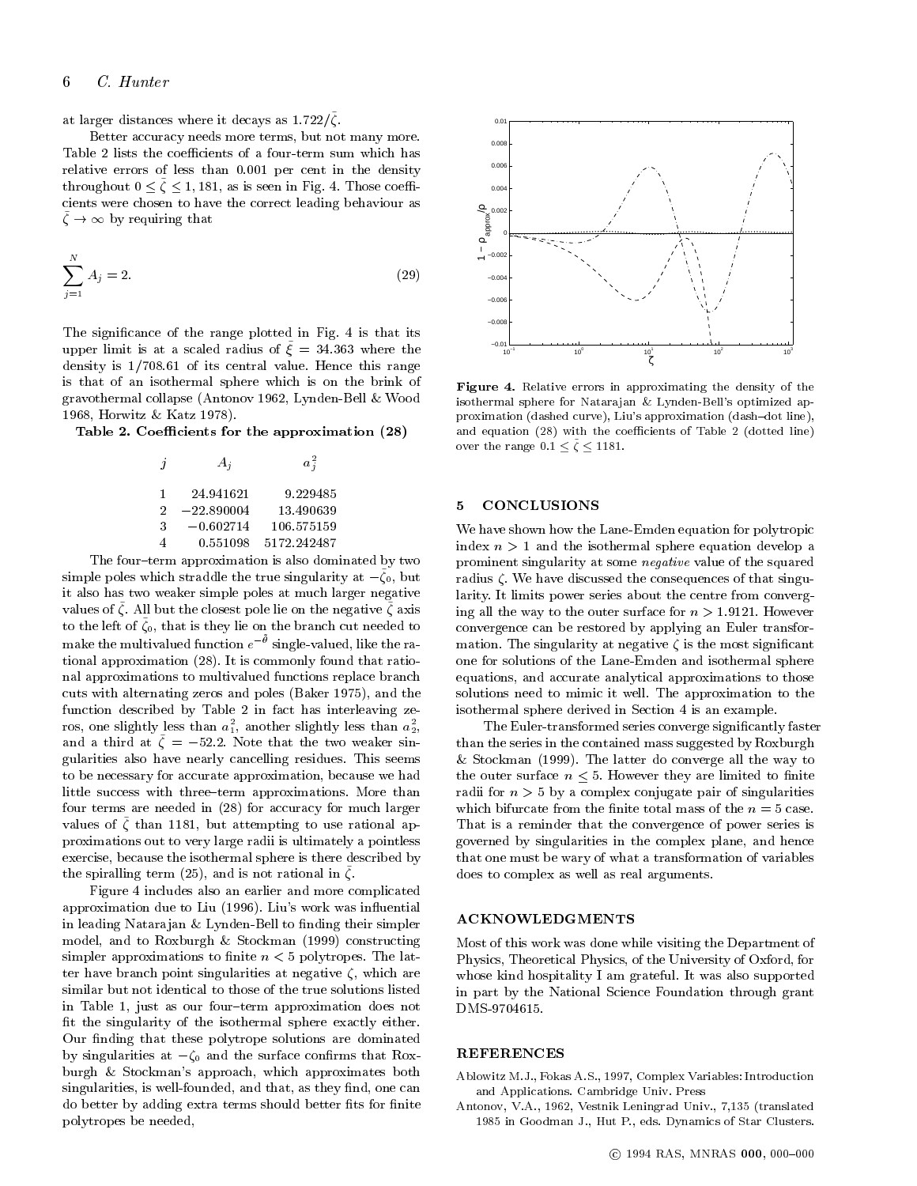at larger distances where it decays as $1.722/\bar{\zeta}$.

Better accuracy needs more terms, but not many more. Table 2 lists the coefficients of a four-term sum which has relative errors of less than 0.001 per cent in the density throughout $0 \leq \bar{\zeta} \leq 1,181$, as is seen in Fig. 4. Those coefficients were chosen to have the correct leading behaviour as $\bar{\zeta} \to \infty$ by requiring that

$$\sum_{j=1}^{N} A_j = 2. \tag{29}$$

The significance of the range plotted in Fig. 4 is that its upper limit is at a scaled radius of $\bar{\xi} = 34.363$ where the density is 1/708.61 of its central value. Hence this range is that of an isothermal sphere which is on the brink of gravothermal collapse (Antonov 1962, Lynden-Bell & Wood 1968, Horwitz & Katz 1978).

**Table 2. Coefficients for the approximation (28)**

| $j$ | $A_j$ | $a_j^2$ |
|---|---|---|
| 1 | 24.941621 | 9.229485 |
| 2 | −22.890004 | 13.490639 |
| 3 | −0.602714 | 106.575159 |
| 4 | 0.551098 | 5172.242487 |

The four–term approximation is also dominated by two simple poles which straddle the true singularity at $-\bar{\zeta}_0$, but it also has two weaker simple poles at much larger negative values of $\bar{\zeta}$. All but the closest pole lie on the negative $\bar{\zeta}$ axis to the left of $\bar{\zeta}_0$, that is they lie on the branch cut needed to make the multivalued function $e^{-\bar{\theta}}$ single-valued, like the rational approximation (28). It is commonly found that rational approximations to multivalued functions replace branch cuts with alternating zeros and poles (Baker 1975), and the function described by Table 2 in fact has interleaving zeros, one slightly less than $a_1^2$, another slightly less than $a_2^2$, and a third at $\bar{\zeta} = -52.2$. Note that the two weaker singularities also have nearly cancelling residues. This seems to be necessary for accurate approximation, because we had little success with three–term approximations. More than four terms are needed in (28) for accuracy for much larger values of $\bar{\zeta}$ than 1181, but attempting to use rational approximations out to very large radii is ultimately a pointless exercise, because the isothermal sphere is there described by the spiralling term (25), and is not rational in $\bar{\zeta}$.

Figure 4 includes also an earlier and more complicated approximation due to Liu (1996). Liu's work was influential in leading Natarajan & Lynden-Bell to finding their simpler model, and to Roxburgh & Stockman (1999) constructing simpler approximations to finite $n < 5$ polytropes. The latter have branch point singularities at negative $\zeta$, which are similar but not identical to those of the true solutions listed in Table 1, just as our four–term approximation does not fit the singularity of the isothermal sphere exactly either. Our finding that these polytrope solutions are dominated by singularities at $-\zeta_0$ and the surface confirms that Roxburgh & Stockman's approach, which approximates both singularities, is well-founded, and that, as they find, one can do better by adding extra terms should better fits for finite polytropes be needed,

**Figure 4.** Relative errors in approximating the density of the isothermal sphere for Natarajan & Lynden-Bell's optimized approximation (dashed curve), Liu's approximation (dash–dot line), and equation (28) with the coefficients of Table 2 (dotted line) over the range $0.1 \leq \bar{\zeta} \leq 1181$.

## 5 CONCLUSIONS

We have shown how the Lane-Emden equation for polytropic index $n > 1$ and the isothermal sphere equation develop a prominent singularity at some *negative* value of the squared radius $\zeta$. We have discussed the consequences of that singularity. It limits power series about the centre from converging all the way to the outer surface for $n > 1.9121$. However convergence can be restored by applying an Euler transformation. The singularity at negative $\zeta$ is the most significant one for solutions of the Lane-Emden and isothermal sphere equations, and accurate analytical approximations to those solutions need to mimic it well. The approximation to the isothermal sphere derived in Section 4 is an example.

The Euler-transformed series converge significantly faster than the series in the contained mass suggested by Roxburgh & Stockman (1999). The latter do converge all the way to the outer surface $n \leq 5$. However they are limited to finite radii for $n > 5$ by a complex conjugate pair of singularities which bifurcate from the finite total mass of the $n = 5$ case. That is a reminder that the convergence of power series is governed by singularities in the complex plane, and hence that one must be wary of what a transformation of variables does to complex as well as real arguments.

## ACKNOWLEDGMENTS

Most of this work was done while visiting the Department of Physics, Theoretical Physics, of the University of Oxford, for whose kind hospitality I am grateful. It was also supported in part by the National Science Foundation through grant DMS-9704615.

## REFERENCES

Ablowitz M.J., Fokas A.S., 1997, Complex Variables: Introduction and Applications. Cambridge Univ. Press

Antonov, V.A., 1962, Vestnik Leningrad Univ., 7,135 (translated 1985 in Goodman J., Hut P., eds. Dynamics of Star Clusters.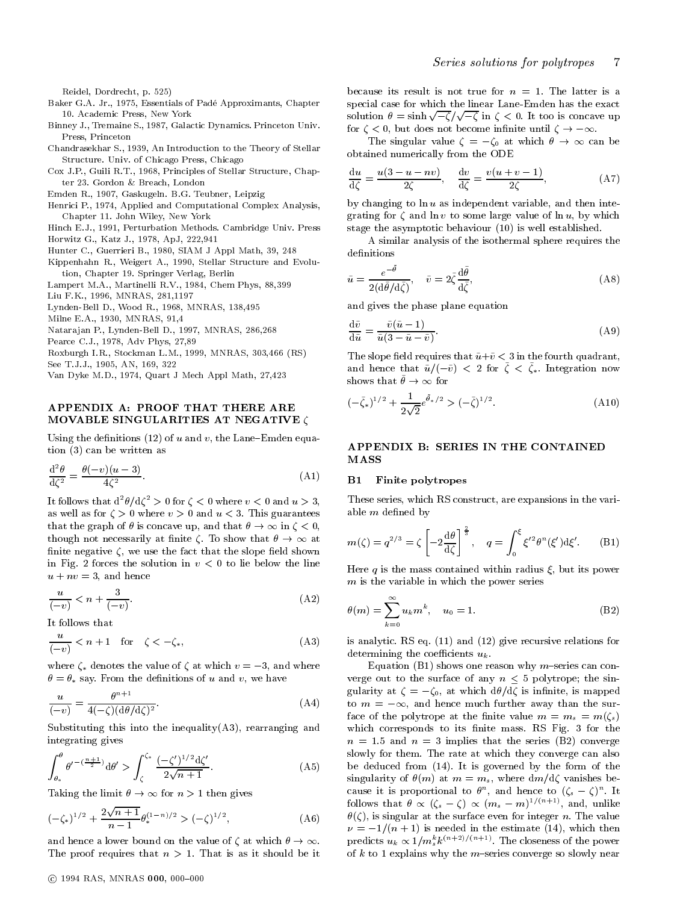Reidel, Dordrecht, p. 525)

Baker G.A. Jr., 1975, Essentials of Padé Approximants, Chapter 10. Academic Press, New York

Binney J., Tremaine S., 1987, Galactic Dynamics. Princeton Univ. Press, Princeton

Chandrasekhar S., 1939, An Introduction to the Theory of Stellar Structure. Univ. of Chicago Press, Chicago

Cox J.P., Guili R.T., 1968, Principles of Stellar Structure, Chapter 23. Gordon & Breach, London

Emden R., 1907, Gaskugeln. B.G. Teubner, Leipzig

Henrici P., 1974, Applied and Computational Complex Analysis, Chapter 11. John Wiley, New York

Hinch E.J., 1991, Perturbation Methods. Cambridge Univ. Press

Horwitz G., Katz J., 1978, ApJ, 222,941

Hunter C., Guerrieri B., 1980, SIAM J Appl Math, 39, 248

Kippenhahn R., Weigert A., 1990, Stellar Structure and Evolution, Chapter 19. Springer Verlag, Berlin

Lampert M.A., Martinelli R.V., 1984, Chem Phys, 88,399

Liu F.K., 1996, MNRAS, 281,1197

Lynden-Bell D., Wood R., 1968, MNRAS, 138,495

Milne E.A., 1930, MNRAS, 91,4

Natarajan P., Lynden-Bell D., 1997, MNRAS, 286,268

Pearce C.J., 1978, Adv Phys, 27,89

Roxburgh I.R., Stockman L.M., 1999, MNRAS, 303,466 (RS)

See T.J.J., 1905, AN, 169, 322

Van Dyke M.D., 1974, Quart J Mech Appl Math, 27,423

## APPENDIX A: PROOF THAT THERE ARE MOVABLE SINGULARITIES AT NEGATIVE $\zeta$

Using the definitions (12) of $u$ and $v$, the Lane–Emden equation (3) can be written as

$$\frac{\mathrm{d}^2\theta}{\mathrm{d}\zeta^2} = \frac{\theta(-v)(u-3)}{4\zeta^2}. \tag{A1}$$

It follows that $\mathrm{d}^2\theta/\mathrm{d}\zeta^2 > 0$ for $\zeta < 0$ where $v < 0$ and $u > 3$, as well as for $\zeta > 0$ where $v > 0$ and $u < 3$. This guarantees that the graph of $\theta$ is concave up, and that $\theta \to \infty$ in $\zeta < 0$, though not necessarily at finite $\zeta$. To show that $\theta \to \infty$ at finite negative $\zeta$, we use the fact that the slope field shown in Fig. 2 forces the solution in $v < 0$ to lie below the line $u + nv = 3$, and hence

$$\frac{u}{(-v)} < n + \frac{3}{(-v)}. \tag{A2}$$

It follows that

$$\frac{u}{(-v)} < n+1 \quad \text{for} \quad \zeta < -\zeta_*, \tag{A3}$$

where $\zeta_*$ denotes the value of $\zeta$ at which $v = -3$, and where $\theta = \theta_*$ say. From the definitions of $u$ and $v$, we have

$$\frac{u}{(-v)} = \frac{\theta^{n+1}}{4(-\zeta)(\mathrm{d}\theta/\mathrm{d}\zeta)^2}. \tag{A4}$$

Substituting this into the inequality(A3), rearranging and integrating gives

$$\int_{\theta_*}^{\theta} \theta'^{-(\frac{n+1}{2})}\mathrm{d}\theta' > \int_{\zeta}^{\zeta_*} \frac{(-\zeta')^{1/2}\mathrm{d}\zeta'}{2\sqrt{n+1}}. \tag{A5}$$

Taking the limit $\theta \to \infty$ for $n > 1$ then gives

$$(-\zeta_*)^{1/2} + \frac{2\sqrt{n+1}}{n-1}\theta_*^{(1-n)/2} > (-\zeta)^{1/2}, \tag{A6}$$

and hence a lower bound on the value of $\zeta$ at which $\theta \to \infty$. The proof requires that $n > 1$. That is as it should be it because its result is not true for $n = 1$. The latter is a special case for which the linear Lane-Emden has the exact solution $\theta = \sinh\sqrt{-\zeta}/\sqrt{-\zeta}$ in $\zeta < 0$. It too is concave up for $\zeta < 0$, but does not become infinite until $\zeta \to -\infty$.

The singular value $\zeta = -\zeta_0$ at which $\theta \to \infty$ can be obtained numerically from the ODE

$$\frac{\mathrm{d}u}{\mathrm{d}\zeta} = \frac{u(3-u-nv)}{2\zeta}, \quad \frac{\mathrm{d}v}{\mathrm{d}\zeta} = \frac{v(u+v-1)}{2\zeta}, \tag{A7}$$

by changing to $\ln u$ as independent variable, and then integrating for $\zeta$ and $\ln v$ to some large value of $\ln u$, by which stage the asymptotic behaviour (10) is well established.

A similar analysis of the isothermal sphere requires the definitions

$$\bar{u} = \frac{e^{-\bar{\theta}}}{2(\mathrm{d}\bar{\theta}/\mathrm{d}\bar{\zeta})}, \quad \bar{v} = 2\bar{\zeta}\frac{\mathrm{d}\bar{\theta}}{\mathrm{d}\bar{\zeta}}, \tag{A8}$$

and gives the phase plane equation

$$\frac{\mathrm{d}\bar{v}}{\mathrm{d}\bar{u}} = \frac{\bar{v}(\bar{u}-1)}{\bar{u}(3-\bar{u}-\bar{v})}. \tag{A9}$$

The slope field requires that $\bar{u}+\bar{v} < 3$ in the fourth quadrant, and hence that $\bar{u}/(-\bar{v}) < 2$ for $\bar{\zeta} < \bar{\zeta}_*$. Integration now shows that $\bar{\theta} \to \infty$ for

$$(-\bar{\zeta}_*)^{1/2} + \frac{1}{2\sqrt{2}}e^{\bar{\theta}_*/2} > (-\bar{\zeta})^{1/2}. \tag{A10}$$

## APPENDIX B: SERIES IN THE CONTAINED MASS

### B1 Finite polytropes

These series, which RS construct, are expansions in the variable $m$ defined by

$$m(\zeta) = q^{2/3} = \zeta\left[-2\frac{\mathrm{d}\theta}{\mathrm{d}\zeta}\right]^{\frac{2}{3}}, \quad q = \int_0^{\xi}\xi'^2\theta^n(\xi')\mathrm{d}\xi'. \tag{B1}$$

Here $q$ is the mass contained within radius $\xi$, but its power $m$ is the variable in which the power series

$$\theta(m) = \sum_{k=0}^{\infty} u_k m^k, \quad u_0 = 1. \tag{B2}$$

is analytic. RS eq. (11) and (12) give recursive relations for determining the coefficients $u_k$.

Equation (B1) shows one reason why $m$–series can converge out to the surface of any $n \leq 5$ polytrope; the singularity at $\zeta = -\zeta_0$, at which $\mathrm{d}\theta/\mathrm{d}\zeta$ is infinite, is mapped to $m = -\infty$, and hence much further away than the surface of the polytrope at the finite value $m = m_s = m(\zeta_s)$ which corresponds to its finite mass. RS Fig. 3 for the $n = 1.5$ and $n = 3$ implies that the series (B2) converge slowly for them. The rate at which they converge can also be deduced from (14). It is governed by the form of the singularity of $\theta(m)$ at $m = m_s$, where $\mathrm{d}m/\mathrm{d}\zeta$ vanishes because it is proportional to $\theta^n$, and hence to $(\zeta_s - \zeta)^n$. It follows that $\theta \propto (\zeta_s - \zeta) \propto (m_s - m)^{1/(n+1)}$, and, unlike $\theta(\zeta)$, is singular at the surface even for integer $n$. The value $\nu = -1/(n+1)$ is needed in the estimate (14), which then predicts $u_k \propto 1/m_s^k k^{(n+2)/(n+1)}$. The closeness of the power of $k$ to 1 explains why the $m$–series converge so slowly near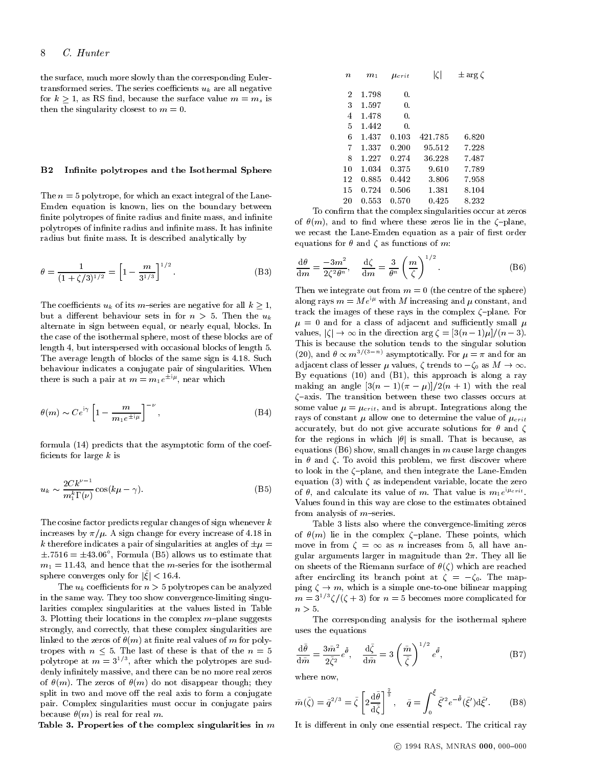the surface, much more slowly than the corresponding Euler-transformed series. The series coefficients $u_k$ are all negative for $k \geq 1$, as RS find, because the surface value $m = m_s$ is then the singularity closest to $m = 0$.

### B2 Infinite polytropes and the Isothermal Sphere

The $n = 5$ polytrope, for which an exact integral of the Lane-Emden equation is known, lies on the boundary between finite polytropes of finite radius and finite mass, and infinite polytropes of infinite radius and infinite mass. It has infinite radius but finite mass. It is described analytically by

$$\theta = \frac{1}{(1+\zeta/3)^{1/2}} = \left[1 - \frac{m}{3^{1/3}}\right]^{1/2}. \tag{B3}$$

The coefficients $u_k$ of its $m$-series are negative for all $k \geq 1$, but a different behaviour sets in for $n > 5$. Then the $u_k$ alternate in sign between equal, or nearly equal, blocks. In the case of the isothermal sphere, most of these blocks are of length 4, but interspersed with occasional blocks of length 5. The average length of blocks of the same sign is 4.18. Such behaviour indicates a conjugate pair of singularities. When there is such a pair at $m = m_1 e^{\pm i\mu}$, near which

$$\theta(m) \sim Ce^{i\gamma}\left[1 - \frac{m}{m_1 e^{\pm i\mu}}\right]^{-\nu}, \tag{B4}$$

formula (14) predicts that the asymptotic form of the coefficients for large $k$ is

$$u_k \sim \frac{2Ck^{\nu-1}}{m_1^k \Gamma(\nu)} \cos(k\mu - \gamma). \tag{B5}$$

The cosine factor predicts regular changes of sign whenever $k$ increases by $\pi/\mu$. A sign change for every increase of 4.18 in $k$ therefore indicates a pair of singularities at angles of $\pm\mu = \pm.7516 = \pm 43.06^\circ$. Formula (B5) allows us to estimate that $m_1 = 11.43$, and hence that the $m$-series for the isothermal sphere converges only for $|\bar{\xi}| < 16.4$.

The $u_k$ coefficients for $n > 5$ polytropes can be analyzed in the same way. They too show convergence-limiting singularities complex singularities at the values listed in Table 3. Plotting their locations in the complex $m$–plane suggests strongly, and correctly, that these complex singularities are linked to the zeros of $\theta(m)$ at finite real values of $m$ for polytropes with $n \leq 5$. The last of these is that of the $n = 5$ polytrope at $m = 3^{1/3}$, after which the polytropes are suddenly infinitely massive, and there can be no more real zeros of $\theta(m)$. The zeros of $\theta(m)$ do not disappear though; they split in two and move off the real axis to form a conjugate pair. Complex singularities must occur in conjugate pairs because $\theta(m)$ is real for real $m$.

**Table 3. Properties of the complex singularities in $m$**

| $n$ | $m_1$ | $\mu_{crit}$ | $\lvert\zeta\rvert$ | $\pm \arg \zeta$ |
|---|---|---|---|---|
| 2 | 1.798 | 0. | | |
| 3 | 1.597 | 0. | | |
| 4 | 1.478 | 0. | | |
| 5 | 1.442 | 0. | | |
| 6 | 1.437 | 0.103 | 421.785 | 6.820 |
| 7 | 1.337 | 0.200 | 95.512 | 7.228 |
| 8 | 1.227 | 0.274 | 36.228 | 7.487 |
| 10 | 1.034 | 0.375 | 9.610 | 7.789 |
| 12 | 0.885 | 0.442 | 3.806 | 7.958 |
| 15 | 0.724 | 0.506 | 1.381 | 8.104 |
| 20 | 0.553 | 0.570 | 0.425 | 8.232 |

To confirm that the complex singularities occur at zeros of $\theta(m)$, and to find where these zeros lie in the $\zeta$–plane, we recast the Lane-Emden equation as a pair of first order equations for $\theta$ and $\zeta$ as functions of $m$:

$$\frac{d\theta}{dm} = \frac{-3m^2}{2\zeta^2\theta^n}, \quad \frac{d\zeta}{dm} = \frac{3}{\theta^n}\left(\frac{m}{\zeta}\right)^{1/2}. \tag{B6}$$

Then we integrate out from $m = 0$ (the centre of the sphere) along rays $m = Me^{i\mu}$ with $M$ increasing and $\mu$ constant, and track the images of these rays in the complex $\zeta$–plane. For $\mu = 0$ and for a class of adjacent and sufficiently small $\mu$ values, $|\zeta| \to \infty$ in the direction $\arg \zeta = [3(n-1)\mu]/(n-3)$. This is because the solution tends to the singular solution (20), and $\theta \propto m^{3/(3-n)}$ asymptotically. For $\mu = \pi$ and for an adjacent class of lesser $\mu$ values, $\zeta$ trends to $-\zeta_0$ as $M \to \infty$. By equations (10) and (B1), this approach is along a ray making an angle $[3(n-1)(\pi - \mu)]/2(n+1)$ with the real $\zeta$–axis. The transition between these two classes occurs at some value $\mu = \mu_{crit}$, and is abrupt. Integrations along the rays of constant $\mu$ allow one to determine the value of $\mu_{crit}$ accurately, but do not give accurate solutions for $\theta$ and $\zeta$ for the regions in which $|\theta|$ is small. That is because, as equations (B6) show, small changes in $m$ cause large changes in $\theta$ and $\zeta$. To avoid this problem, we first discover where to look in the $\zeta$–plane, and then integrate the Lane-Emden equation (3) with $\zeta$ as independent variable, locate the zero of $\theta$, and calculate its value of $m$. That value is $m_1 e^{i\mu_{crit}}$. Values found in this way are close to the estimates obtained from analysis of $m$–series.

Table 3 lists also where the convergence-limiting zeros of $\theta(m)$ lie in the complex $\zeta$–plane. These points, which move in from $\zeta = \infty$ as $n$ increases from 5, all have angular arguments larger in magnitude than $2\pi$. They all lie on sheets of the Riemann surface of $\theta(\zeta)$ which are reached after encircling its branch point at $\zeta = -\zeta_0$. The mapping $\zeta \to m$, which is a simple one-to-one bilinear mapping $m = 3^{1/3}\zeta/(\zeta + 3)$ for $n = 5$ becomes more complicated for $n > 5$.

The corresponding analysis for the isothermal sphere uses the equations

$$\frac{d\bar{\theta}}{d\bar{m}} = \frac{3\bar{m}^2}{2\bar{\zeta}^2}e^{\bar{\theta}}, \quad \frac{d\bar{\zeta}}{d\bar{m}} = 3\left(\frac{\bar{m}}{\bar{\zeta}}\right)^{1/2} e^{\bar{\theta}}, \tag{B7}$$

where now,

$$\bar{m}(\bar{\zeta}) = \bar{q}^{2/3} = \bar{\zeta}\left[2\frac{d\bar{\theta}}{d\bar{\zeta}}\right]^{\frac{2}{3}}, \quad \bar{q} = \int_0^{\bar{\xi}} \bar{\xi}'^2 e^{-\bar{\theta}}(\bar{\xi}')d\bar{\xi}'. \tag{B8}$$

It is different in only one essential respect. The critical ray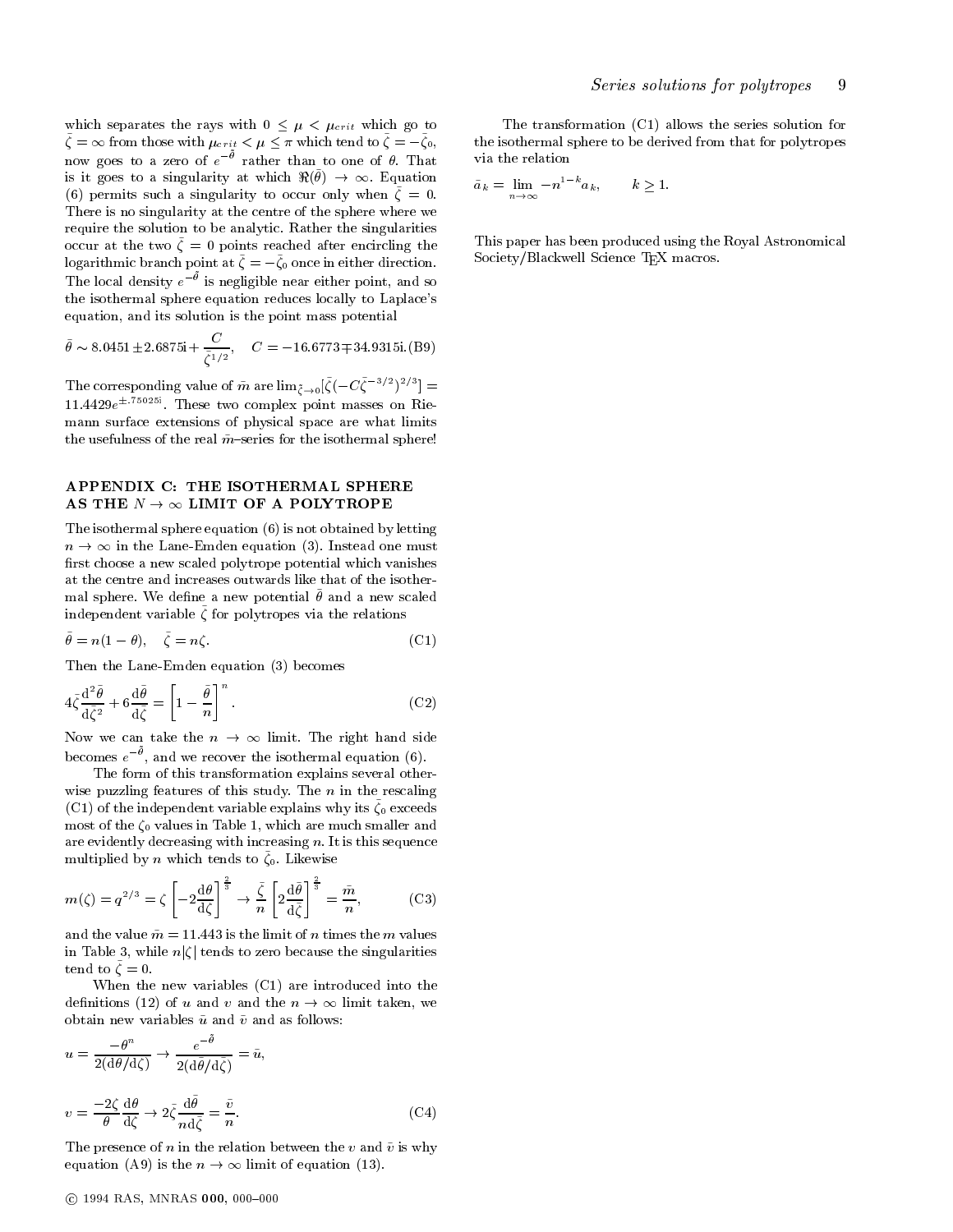which separates the rays with $0 \leq \mu < \mu_{crit}$ which go to $\bar{\zeta} = \infty$ from those with $\mu_{crit} < \mu \leq \pi$ which tend to $\bar{\zeta} = -\bar{\zeta}_0$, now goes to a zero of $e^{-\bar{\theta}}$ rather than to one of $\theta$. That is it goes to a singularity at which $\Re(\bar{\theta}) \to \infty$. Equation (6) permits such a singularity to occur only when $\bar{\zeta} = 0$. There is no singularity at the centre of the sphere where we require the solution to be analytic. Rather the singularities occur at the two $\bar{\zeta} = 0$ points reached after encircling the logarithmic branch point at $\bar{\zeta} = -\bar{\zeta}_0$ once in either direction. The local density $e^{-\bar{\theta}}$ is negligible near either point, and so the isothermal sphere equation reduces locally to Laplace's equation, and its solution is the point mass potential

$$\bar{\theta} \sim 8.0451 \pm 2.6875\mathrm{i} + \frac{C}{\bar{\zeta}^{1/2}}, \quad C = -16.6773 \mp 34.9315\mathrm{i}. \tag{B9}$$

The corresponding value of $\bar{m}$ are $\lim_{\bar{\zeta}\to 0}[\bar{\zeta}(-C\bar{\zeta}^{-3/2})^{2/3}] = 11.4429e^{\pm .75025\mathrm{i}}$. These two complex point masses on Riemann surface extensions of physical space are what limits the usefulness of the real $\bar{m}$–series for the isothermal sphere!

## APPENDIX C: THE ISOTHERMAL SPHERE AS THE $N \to \infty$ LIMIT OF A POLYTROPE

The isothermal sphere equation (6) is not obtained by letting $n \to \infty$ in the Lane-Emden equation (3). Instead one must first choose a new scaled polytrope potential which vanishes at the centre and increases outwards like that of the isothermal sphere. We define a new potential $\bar{\theta}$ and a new scaled independent variable $\bar{\zeta}$ for polytropes via the relations

$$\bar{\theta} = n(1-\theta), \quad \bar{\zeta} = n\zeta. \tag{C1}$$

Then the Lane-Emden equation (3) becomes

$$4\bar{\zeta}\frac{\mathrm{d}^2\bar{\theta}}{\mathrm{d}\bar{\zeta}^2} + 6\frac{\mathrm{d}\bar{\theta}}{\mathrm{d}\bar{\zeta}} = \left[1 - \frac{\bar{\theta}}{n}\right]^n. \tag{C2}$$

Now we can take the $n \to \infty$ limit. The right hand side becomes $e^{-\bar{\theta}}$, and we recover the isothermal equation (6).

The form of this transformation explains several otherwise puzzling features of this study. The $n$ in the rescaling (C1) of the independent variable explains why its $\bar{\zeta}_0$ exceeds most of the $\zeta_0$ values in Table 1, which are much smaller and are evidently decreasing with increasing $n$. It is this sequence multiplied by $n$ which tends to $\bar{\zeta}_0$. Likewise

$$m(\zeta) = q^{2/3} = \zeta\left[-2\frac{\mathrm{d}\theta}{\mathrm{d}\zeta}\right]^{\frac{2}{3}} \to \frac{\bar{\zeta}}{n}\left[2\frac{\mathrm{d}\bar{\theta}}{\mathrm{d}\bar{\zeta}}\right]^{\frac{2}{3}} = \frac{\bar{m}}{n}, \tag{C3}$$

and the value $\bar{m} = 11.443$ is the limit of $n$ times the $m$ values in Table 3, while $n|\zeta|$ tends to zero because the singularities tend to $\bar{\zeta} = 0$.

When the new variables (C1) are introduced into the definitions (12) of $u$ and $v$ and the $n \to \infty$ limit taken, we obtain new variables $\bar{u}$ and $\bar{v}$ and as follows:

$$u = \frac{-\theta^n}{2(\mathrm{d}\theta/\mathrm{d}\zeta)} \to \frac{e^{-\bar{\theta}}}{2(\mathrm{d}\bar{\theta}/\mathrm{d}\bar{\zeta})} = \bar{u},$$

$$v = \frac{-2\zeta}{\theta}\frac{\mathrm{d}\theta}{\mathrm{d}\zeta} \to 2\bar{\zeta}\frac{\mathrm{d}\bar{\theta}}{n\mathrm{d}\bar{\zeta}} = \frac{\bar{v}}{n}. \tag{C4}$$

The presence of $n$ in the relation between the $v$ and $\bar{v}$ is why equation (A9) is the $n \to \infty$ limit of equation (13).

The transformation (C1) allows the series solution for the isothermal sphere to be derived from that for polytropes via the relation

$$\bar{a}_k = \lim_{n\to\infty} -n^{1-k}a_k, \qquad k \geq 1.$$

This paper has been produced using the Royal Astronomical Society/Blackwell Science TEX macros.